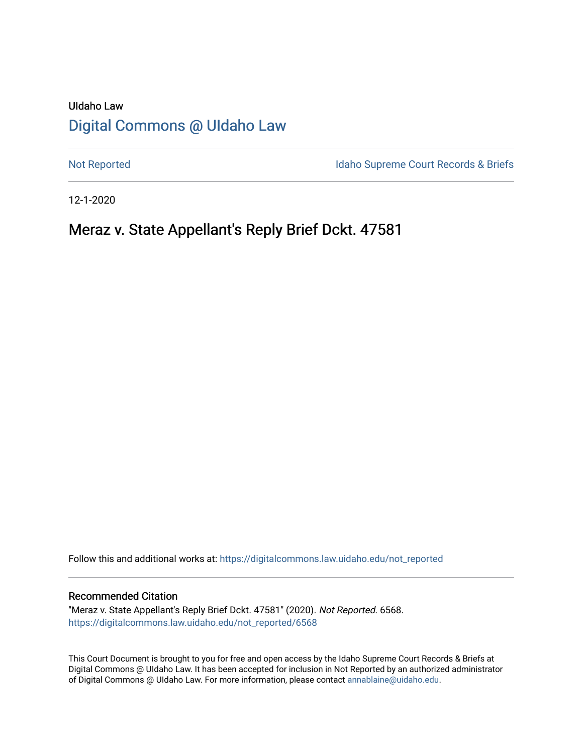UIdaho Law

# Digital Commons @ UIdaho Law

Not Reported

Idaho Supreme Court Records & Briefs

12-1-2020

## Meraz v. State Appellant's Reply Brief Dckt. 47581

Follow this and additional works at: https://digitalcommons.law.uidaho.edu/not_reported

### Recommended Citation

"Meraz v. State Appellant's Reply Brief Dckt. 47581" (2020). *Not Reported*. 6568.
https://digitalcommons.law.uidaho.edu/not_reported/6568

This Court Document is brought to you for free and open access by the Idaho Supreme Court Records & Briefs at Digital Commons @ UIdaho Law. It has been accepted for inclusion in Not Reported by an authorized administrator of Digital Commons @ UIdaho Law. For more information, please contact annablaine@uidaho.edu.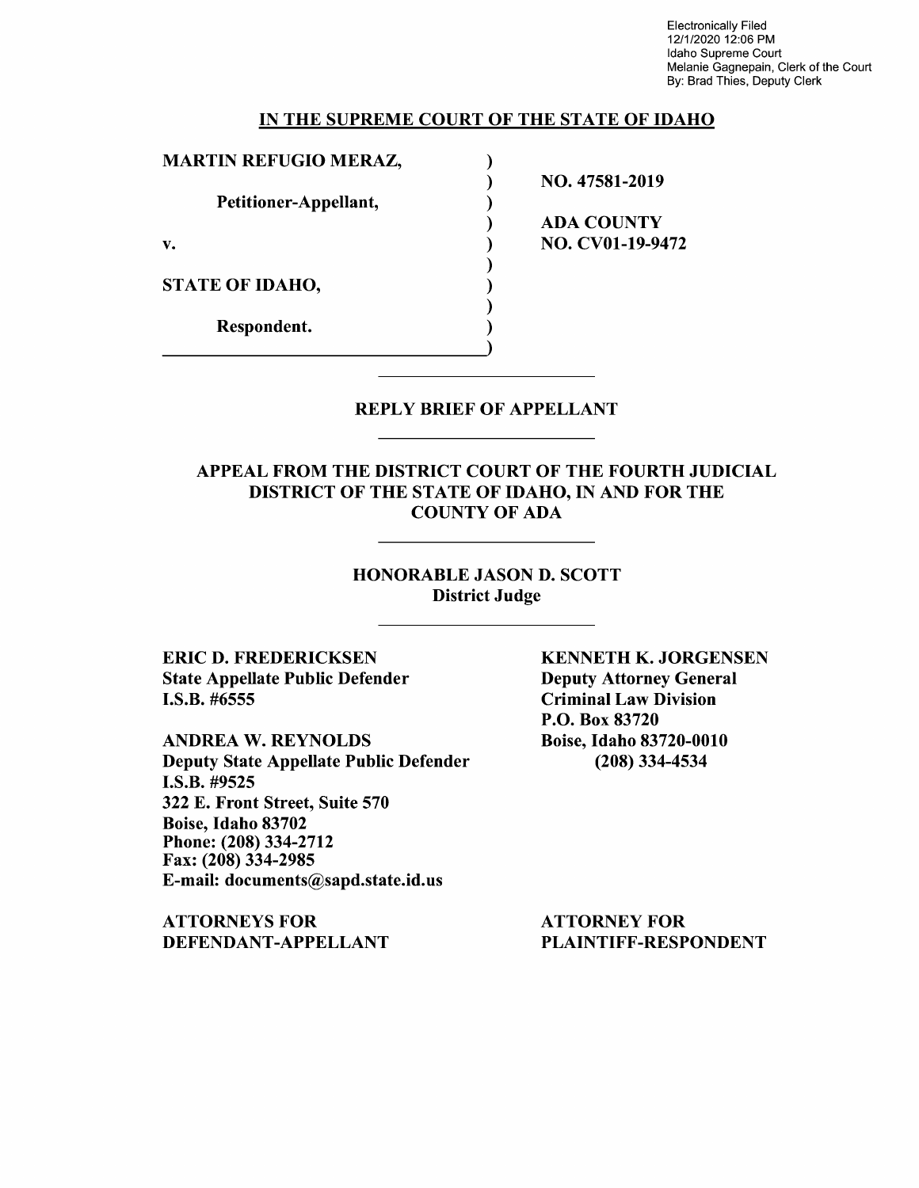Electronically Filed
12/1/2020 12:06 PM
Idaho Supreme Court
Melanie Gagnepain, Clerk of the Court
By: Brad Thies, Deputy Clerk

## IN THE SUPREME COURT OF THE STATE OF IDAHO

| | | |
|---|---|---|
| **MARTIN REFUGIO MERAZ,** | ) | **NO. 47581-2019** |
| **Petitioner-Appellant,** | ) | |
| **v.** | ) | **ADA COUNTY NO. CV01-19-9472** |
| **STATE OF IDAHO,** | ) | |
| **Respondent.** | ) | |

---

### REPLY BRIEF OF APPELLANT

---

### APPEAL FROM THE DISTRICT COURT OF THE FOURTH JUDICIAL DISTRICT OF THE STATE OF IDAHO, IN AND FOR THE COUNTY OF ADA

---

**HONORABLE JASON D. SCOTT**
**District Judge**

---

**ERIC D. FREDERICKSEN**
**State Appellate Public Defender**
**I.S.B. #6555**

**ANDREA W. REYNOLDS**
**Deputy State Appellate Public Defender**
**I.S.B. #9525**
**322 E. Front Street, Suite 570**
**Boise, Idaho 83702**
**Phone: (208) 334-2712**
**Fax: (208) 334-2985**
**E-mail: documents@sapd.state.id.us**

**ATTORNEYS FOR DEFENDANT-APPELLANT**

**KENNETH K. JORGENSEN**
**Deputy Attorney General**
**Criminal Law Division**
**P.O. Box 83720**
**Boise, Idaho 83720-0010**
**(208) 334-4534**

**ATTORNEY FOR PLAINTIFF-RESPONDENT**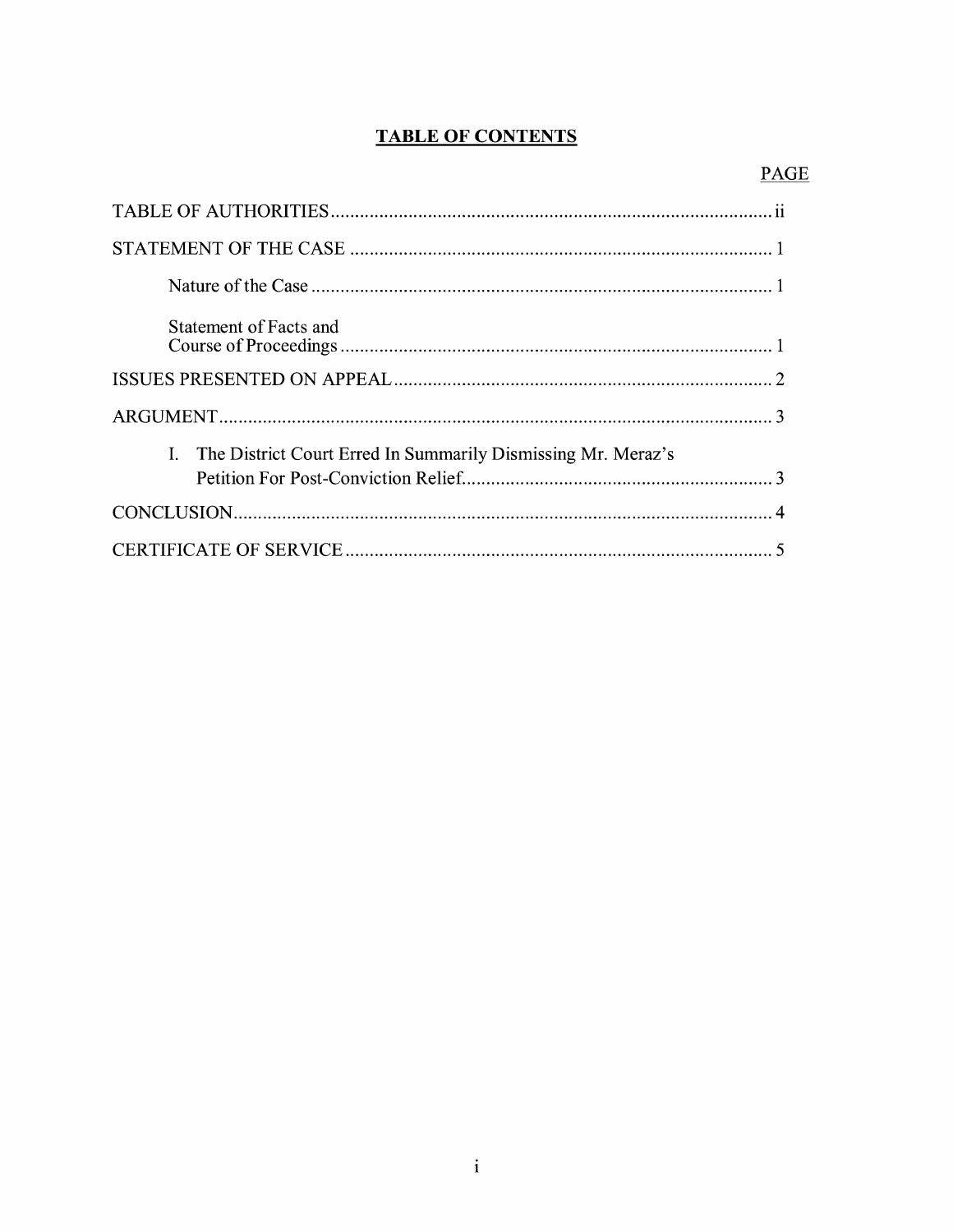# TABLE OF CONTENTS

PAGE

TABLE OF AUTHORITIES ........................................................................................... ii

STATEMENT OF THE CASE ....................................................................................... 1

Nature of the Case ............................................................................................... 1

Statement of Facts and Course of Proceedings ......................................................................................... 1

ISSUES PRESENTED ON APPEAL .............................................................................. 2

ARGUMENT ................................................................................................................... 3

I. The District Court Erred In Summarily Dismissing Mr. Meraz's Petition For Post-Conviction Relief ................................................................. 3

CONCLUSION ................................................................................................................ 4

CERTIFICATE OF SERVICE ........................................................................................ 5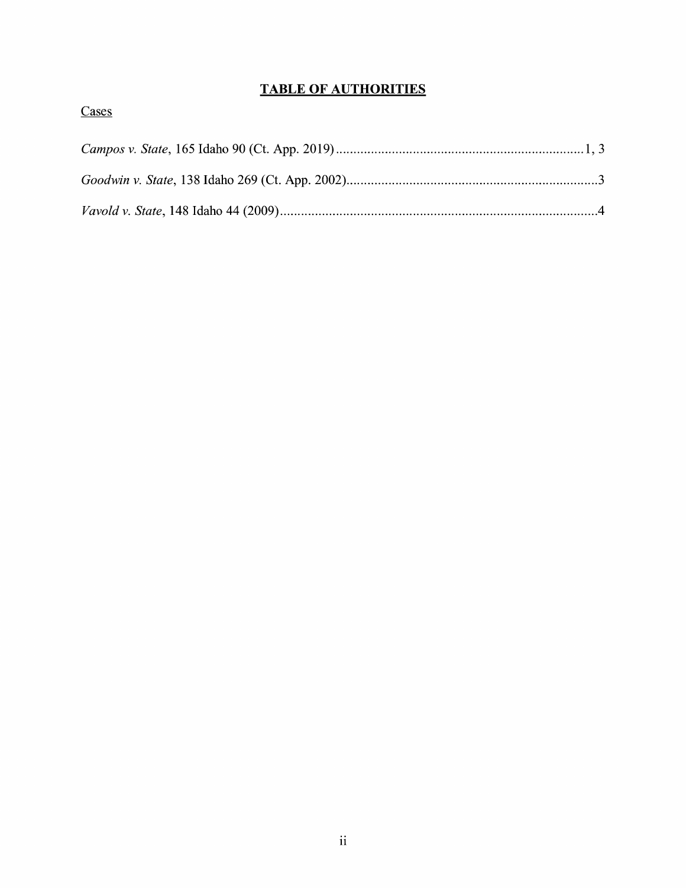# **TABLE OF AUTHORITIES**

Cases

*Campos v. State*, 165 Idaho 90 (Ct. App. 2019) ........................................................................ 1, 3

*Goodwin v. State*, 138 Idaho 269 (Ct. App. 2002)........................................................................ 3

*Vavold v. State*, 148 Idaho 44 (2009)........................................................................................... 4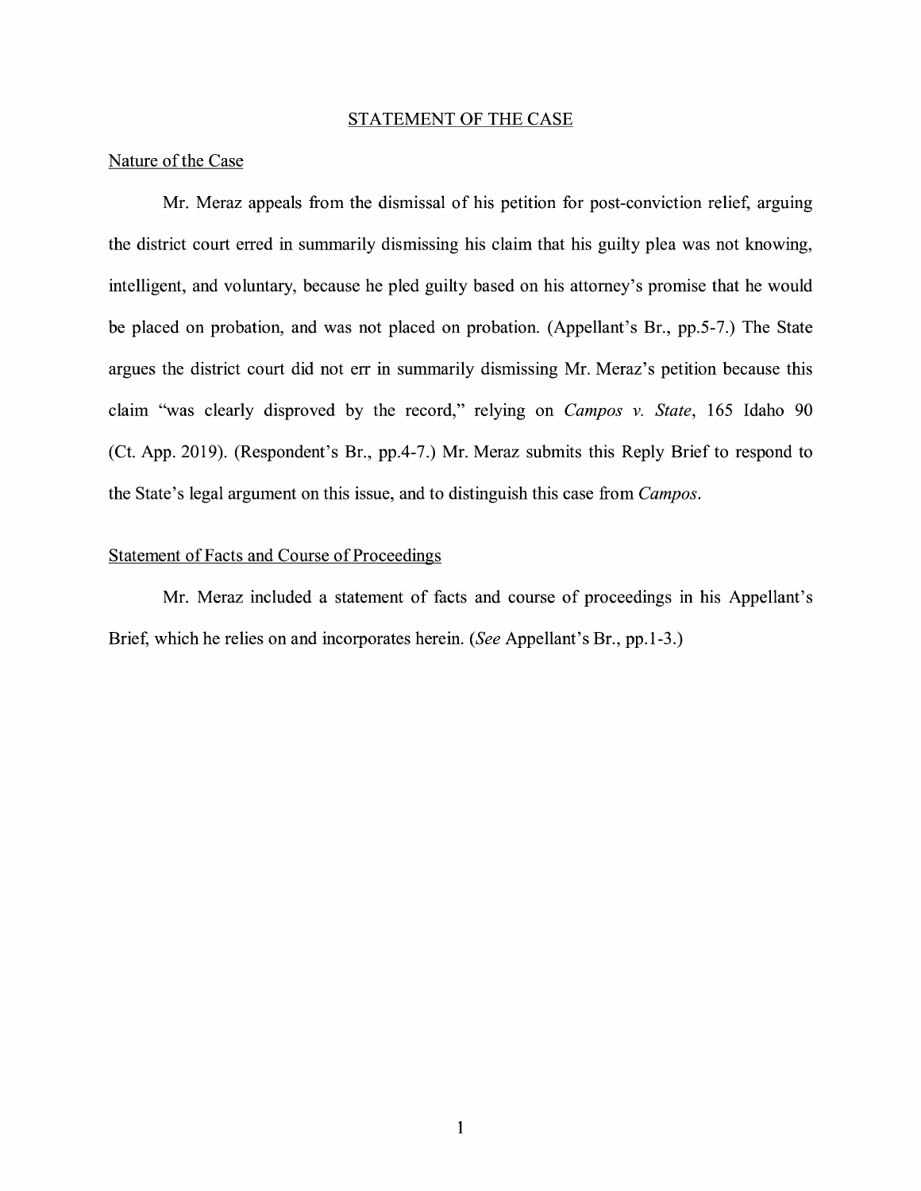## STATEMENT OF THE CASE

### Nature of the Case

Mr. Meraz appeals from the dismissal of his petition for post-conviction relief, arguing the district court erred in summarily dismissing his claim that his guilty plea was not knowing, intelligent, and voluntary, because he pled guilty based on his attorney's promise that he would be placed on probation, and was not placed on probation. (Appellant's Br., pp.5-7.) The State argues the district court did not err in summarily dismissing Mr. Meraz's petition because this claim "was clearly disproved by the record," relying on *Campos v. State*, 165 Idaho 90 (Ct. App. 2019). (Respondent's Br., pp.4-7.) Mr. Meraz submits this Reply Brief to respond to the State's legal argument on this issue, and to distinguish this case from *Campos*.

### Statement of Facts and Course of Proceedings

Mr. Meraz included a statement of facts and course of proceedings in his Appellant's Brief, which he relies on and incorporates herein. (*See* Appellant's Br., pp.1-3.)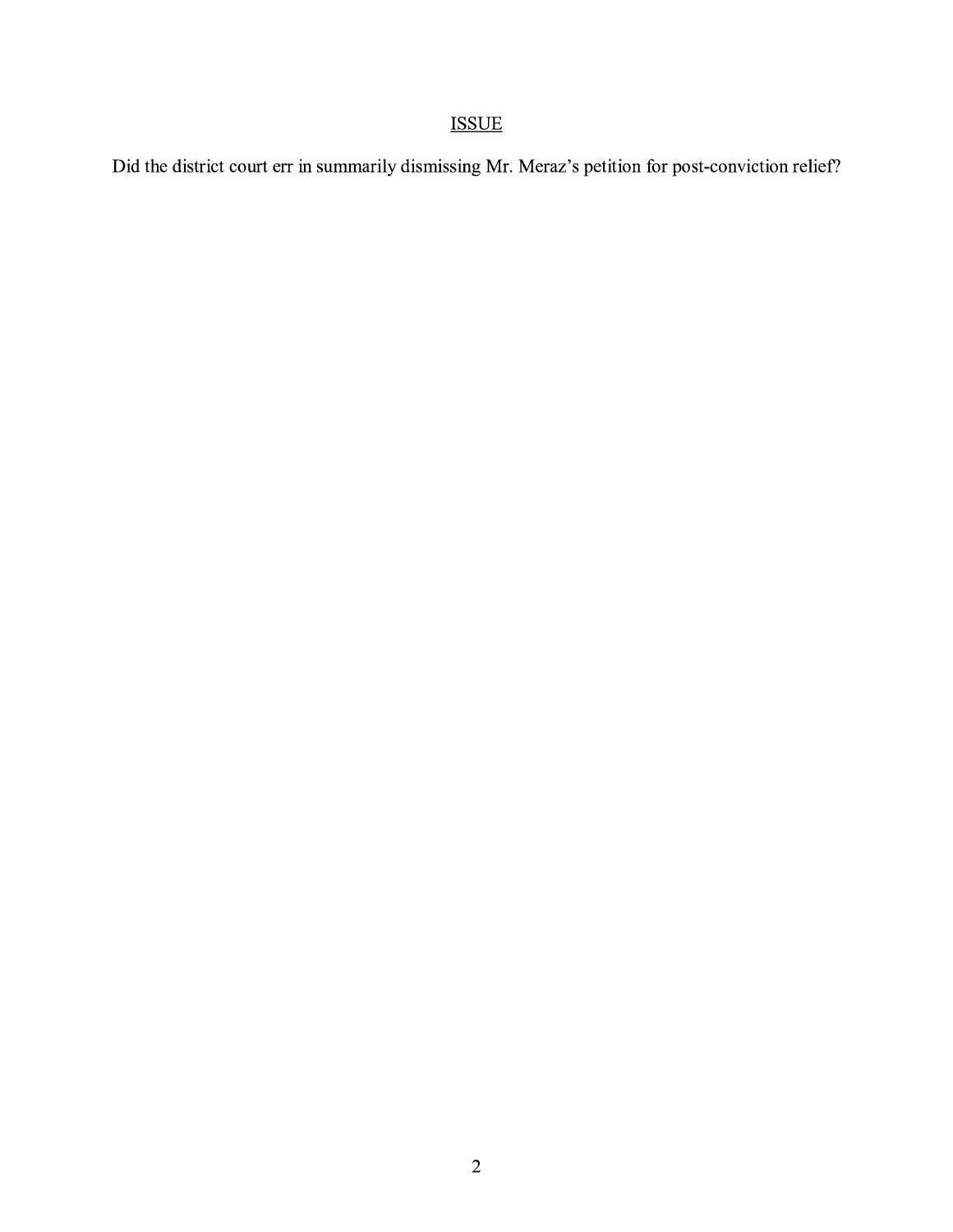## ISSUE

Did the district court err in summarily dismissing Mr. Meraz's petition for post-conviction relief?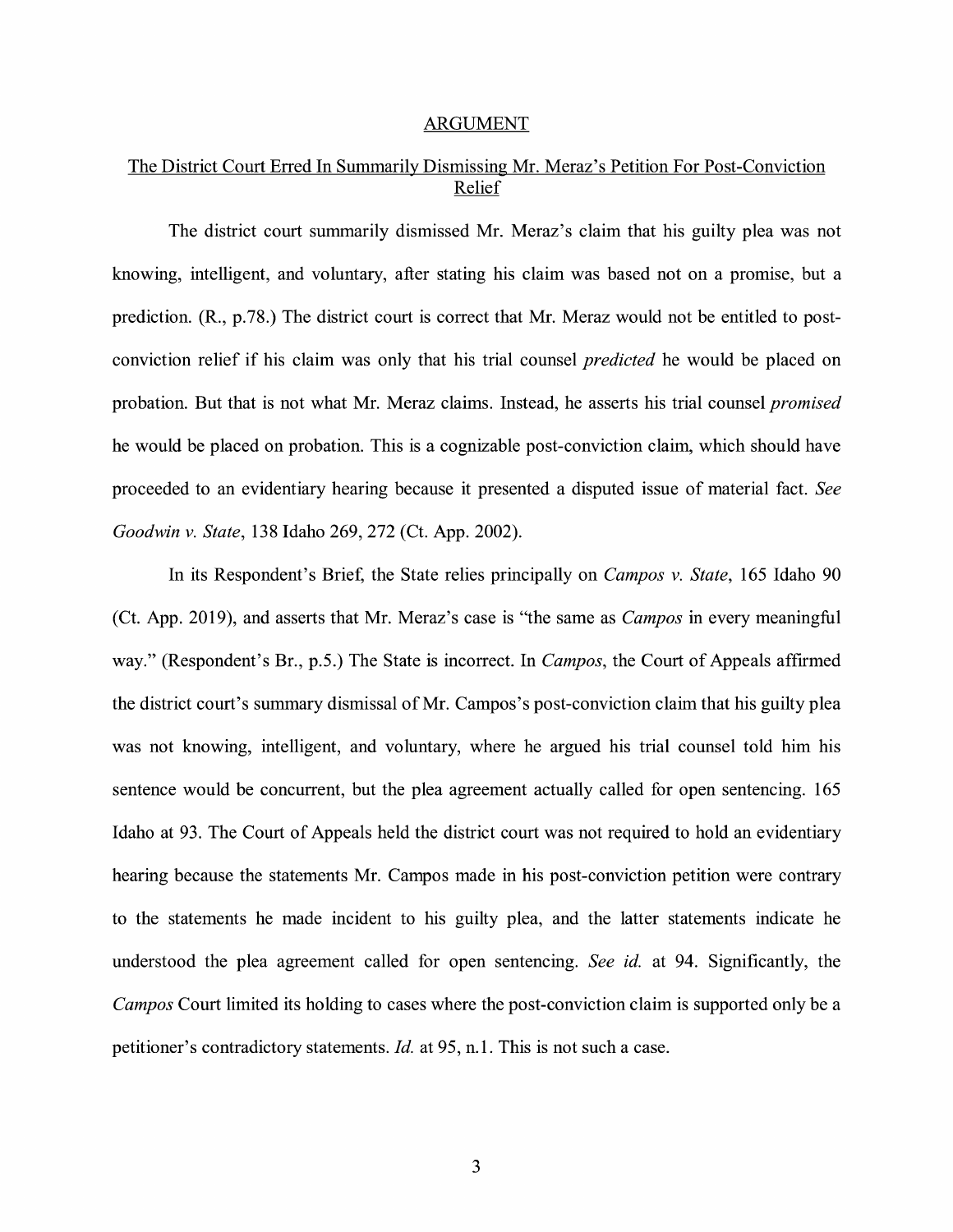## ARGUMENT

### The District Court Erred In Summarily Dismissing Mr. Meraz's Petition For Post-Conviction Relief

The district court summarily dismissed Mr. Meraz's claim that his guilty plea was not knowing, intelligent, and voluntary, after stating his claim was based not on a promise, but a prediction. (R., p.78.) The district court is correct that Mr. Meraz would not be entitled to post-conviction relief if his claim was only that his trial counsel *predicted* he would be placed on probation. But that is not what Mr. Meraz claims. Instead, he asserts his trial counsel *promised* he would be placed on probation. This is a cognizable post-conviction claim, which should have proceeded to an evidentiary hearing because it presented a disputed issue of material fact. *See Goodwin v. State*, 138 Idaho 269, 272 (Ct. App. 2002).

In its Respondent's Brief, the State relies principally on *Campos v. State*, 165 Idaho 90 (Ct. App. 2019), and asserts that Mr. Meraz's case is "the same as *Campos* in every meaningful way." (Respondent's Br., p.5.) The State is incorrect. In *Campos*, the Court of Appeals affirmed the district court's summary dismissal of Mr. Campos's post-conviction claim that his guilty plea was not knowing, intelligent, and voluntary, where he argued his trial counsel told him his sentence would be concurrent, but the plea agreement actually called for open sentencing. 165 Idaho at 93. The Court of Appeals held the district court was not required to hold an evidentiary hearing because the statements Mr. Campos made in his post-conviction petition were contrary to the statements he made incident to his guilty plea, and the latter statements indicate he understood the plea agreement called for open sentencing. *See id.* at 94. Significantly, the *Campos* Court limited its holding to cases where the post-conviction claim is supported only be a petitioner's contradictory statements. *Id.* at 95, n.1. This is not such a case.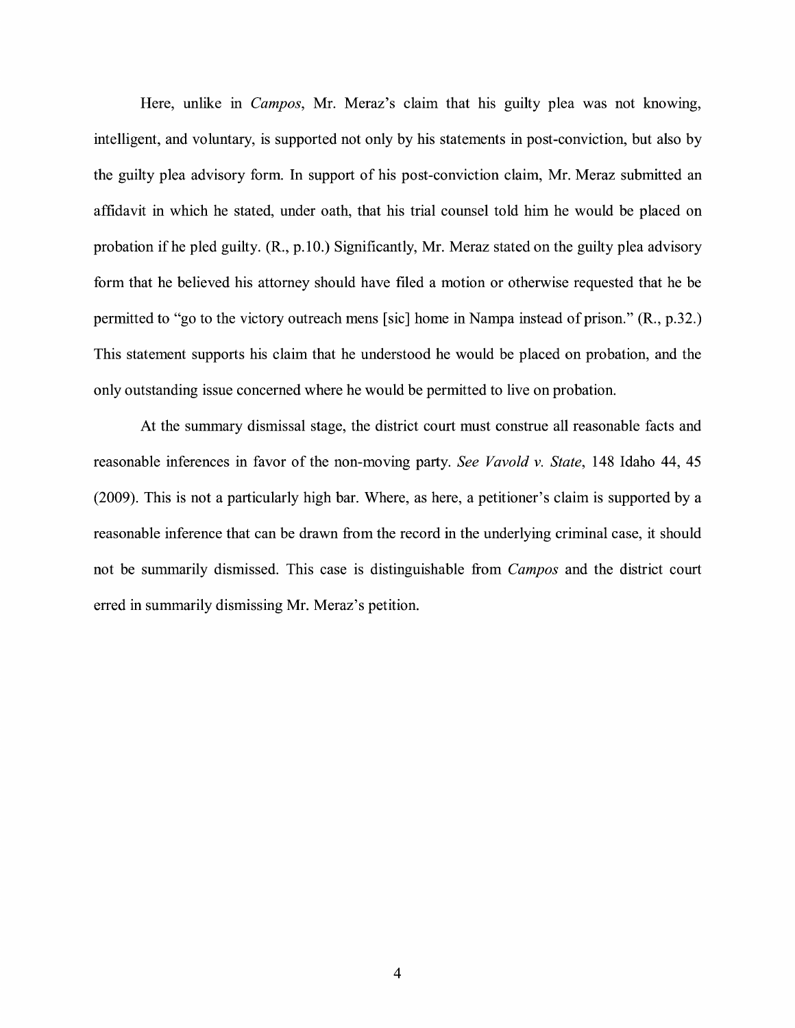Here, unlike in *Campos*, Mr. Meraz's claim that his guilty plea was not knowing, intelligent, and voluntary, is supported not only by his statements in post-conviction, but also by the guilty plea advisory form. In support of his post-conviction claim, Mr. Meraz submitted an affidavit in which he stated, under oath, that his trial counsel told him he would be placed on probation if he pled guilty. (R., p.10.) Significantly, Mr. Meraz stated on the guilty plea advisory form that he believed his attorney should have filed a motion or otherwise requested that he be permitted to "go to the victory outreach mens [sic] home in Nampa instead of prison." (R., p.32.) This statement supports his claim that he understood he would be placed on probation, and the only outstanding issue concerned where he would be permitted to live on probation.

At the summary dismissal stage, the district court must construe all reasonable facts and reasonable inferences in favor of the non-moving party. *See Vavold v. State*, 148 Idaho 44, 45 (2009). This is not a particularly high bar. Where, as here, a petitioner's claim is supported by a reasonable inference that can be drawn from the record in the underlying criminal case, it should not be summarily dismissed. This case is distinguishable from *Campos* and the district court erred in summarily dismissing Mr. Meraz's petition.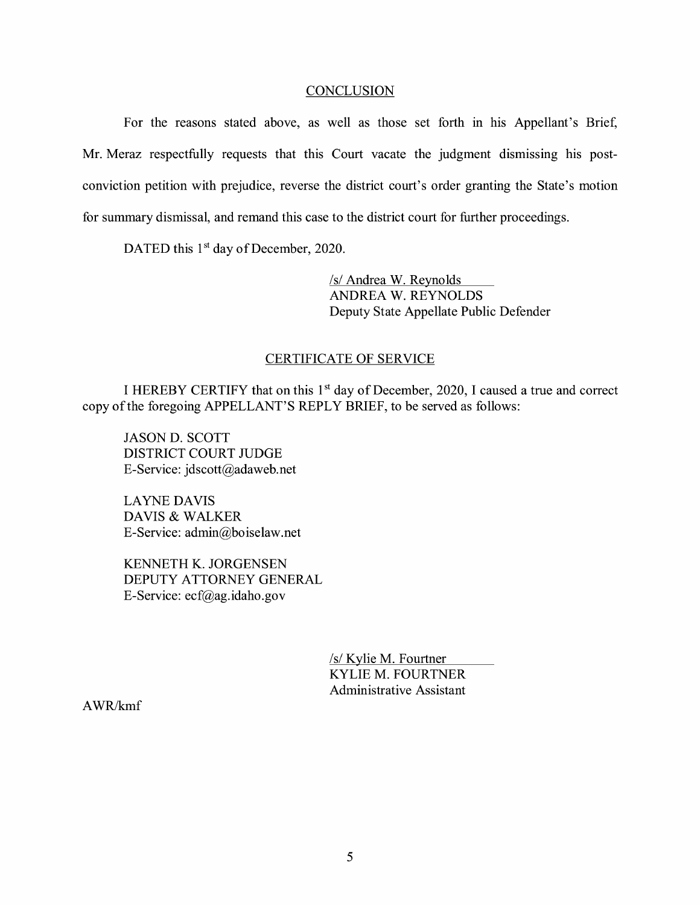## CONCLUSION

For the reasons stated above, as well as those set forth in his Appellant's Brief, Mr. Meraz respectfully requests that this Court vacate the judgment dismissing his post-conviction petition with prejudice, reverse the district court's order granting the State's motion for summary dismissal, and remand this case to the district court for further proceedings.

DATED this 1st day of December, 2020.

/s/ Andrea W. Reynolds
ANDREA W. REYNOLDS
Deputy State Appellate Public Defender

## CERTIFICATE OF SERVICE

I HEREBY CERTIFY that on this 1st day of December, 2020, I caused a true and correct copy of the foregoing APPELLANT'S REPLY BRIEF, to be served as follows:

JASON D. SCOTT
DISTRICT COURT JUDGE
E-Service: jdscott@adaweb.net

LAYNE DAVIS
DAVIS & WALKER
E-Service: admin@boiselaw.net

KENNETH K. JORGENSEN
DEPUTY ATTORNEY GENERAL
E-Service: ecf@ag.idaho.gov

/s/ Kylie M. Fourtner
KYLIE M. FOURTNER
Administrative Assistant

AWR/kmf